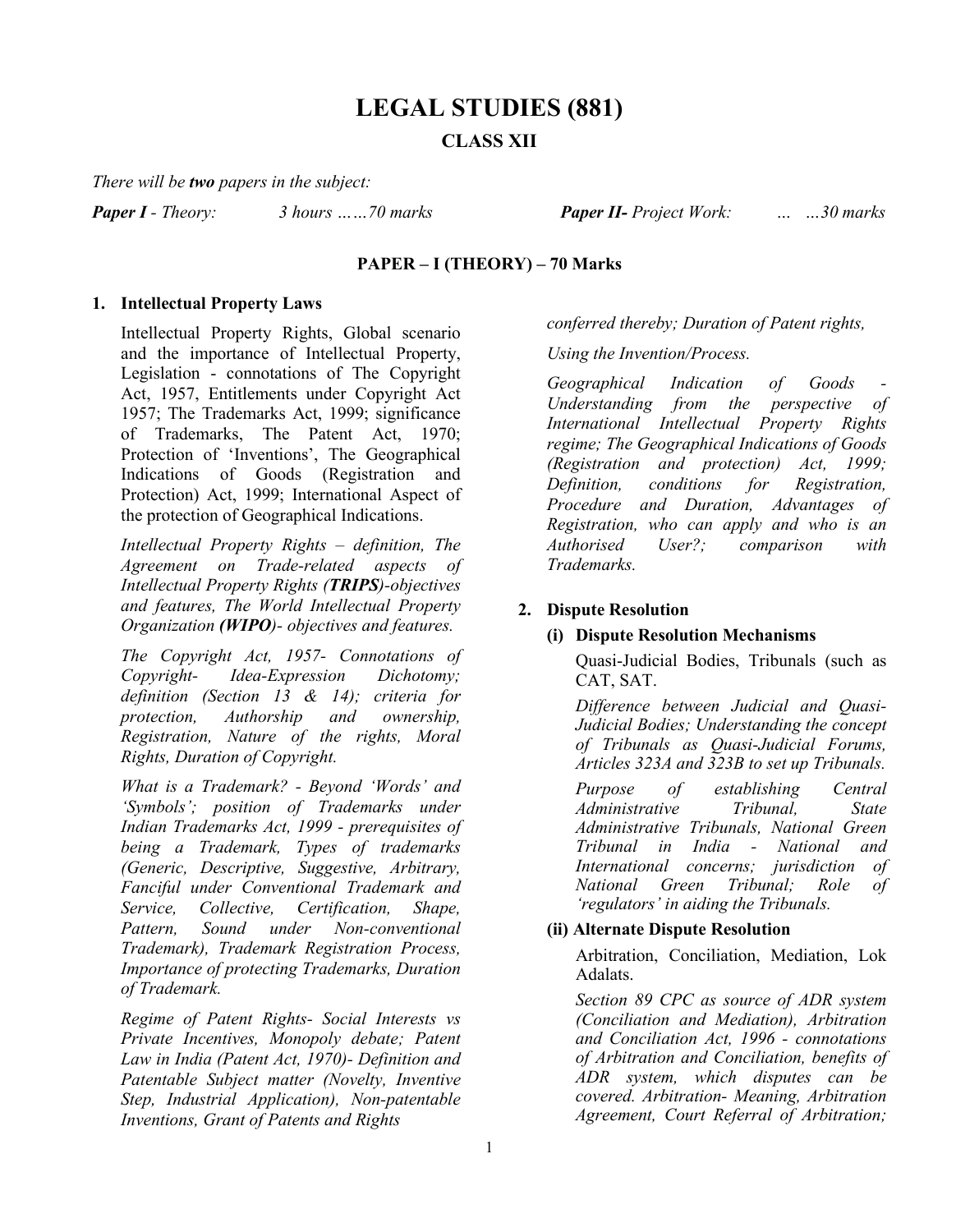# LEGAL STUDIES (881)

## CLASS XII

*There will be* ***two*** *papers in the subject:*

***Paper I*** *- Theory: 3 hours ……70 marks*

***Paper II-*** *Project Work: … …30 marks*

### PAPER – I (THEORY) – 70 Marks

**1. Intellectual Property Laws**

Intellectual Property Rights, Global scenario and the importance of Intellectual Property, Legislation - connotations of The Copyright Act, 1957, Entitlements under Copyright Act 1957; The Trademarks Act, 1999; significance of Trademarks, The Patent Act, 1970; Protection of 'Inventions', The Geographical Indications of Goods (Registration and Protection) Act, 1999; International Aspect of the protection of Geographical Indications.

*Intellectual Property Rights – definition, The Agreement on Trade-related aspects of Intellectual Property Rights (**TRIPS**)-objectives and features, The World Intellectual Property Organization **(WIPO)**- objectives and features.*

*The Copyright Act, 1957- Connotations of Copyright- Idea-Expression Dichotomy; definition (Section 13 & 14); criteria for protection, Authorship and ownership, Registration, Nature of the rights, Moral Rights, Duration of Copyright.*

*What is a Trademark? - Beyond 'Words' and 'Symbols'; position of Trademarks under Indian Trademarks Act, 1999 - prerequisites of being a Trademark, Types of trademarks (Generic, Descriptive, Suggestive, Arbitrary, Fanciful under Conventional Trademark and Service, Collective, Certification, Shape, Pattern, Sound under Non-conventional Trademark), Trademark Registration Process, Importance of protecting Trademarks, Duration of Trademark.*

*Regime of Patent Rights- Social Interests vs Private Incentives, Monopoly debate; Patent Law in India (Patent Act, 1970)- Definition and Patentable Subject matter (Novelty, Inventive Step, Industrial Application), Non-patentable Inventions, Grant of Patents and Rights conferred thereby; Duration of Patent rights,*

*Using the Invention/Process.*

*Geographical Indication of Goods - Understanding from the perspective of International Intellectual Property Rights regime; The Geographical Indications of Goods (Registration and protection) Act, 1999; Definition, conditions for Registration, Procedure and Duration, Advantages of Registration, who can apply and who is an Authorised User?; comparison with Trademarks.*

**2. Dispute Resolution**

**(i) Dispute Resolution Mechanisms**

Quasi-Judicial Bodies, Tribunals (such as CAT, SAT.

*Difference between Judicial and Quasi-Judicial Bodies; Understanding the concept of Tribunals as Quasi-Judicial Forums, Articles 323A and 323B to set up Tribunals.*

*Purpose of establishing Central Administrative Tribunal, State Administrative Tribunals, National Green Tribunal in India - National and International concerns; jurisdiction of National Green Tribunal; Role of 'regulators' in aiding the Tribunals.*

**(ii) Alternate Dispute Resolution**

Arbitration, Conciliation, Mediation, Lok Adalats.

*Section 89 CPC as source of ADR system (Conciliation and Mediation), Arbitration and Conciliation Act, 1996 - connotations of Arbitration and Conciliation, benefits of ADR system, which disputes can be covered. Arbitration- Meaning, Arbitration Agreement, Court Referral of Arbitration;*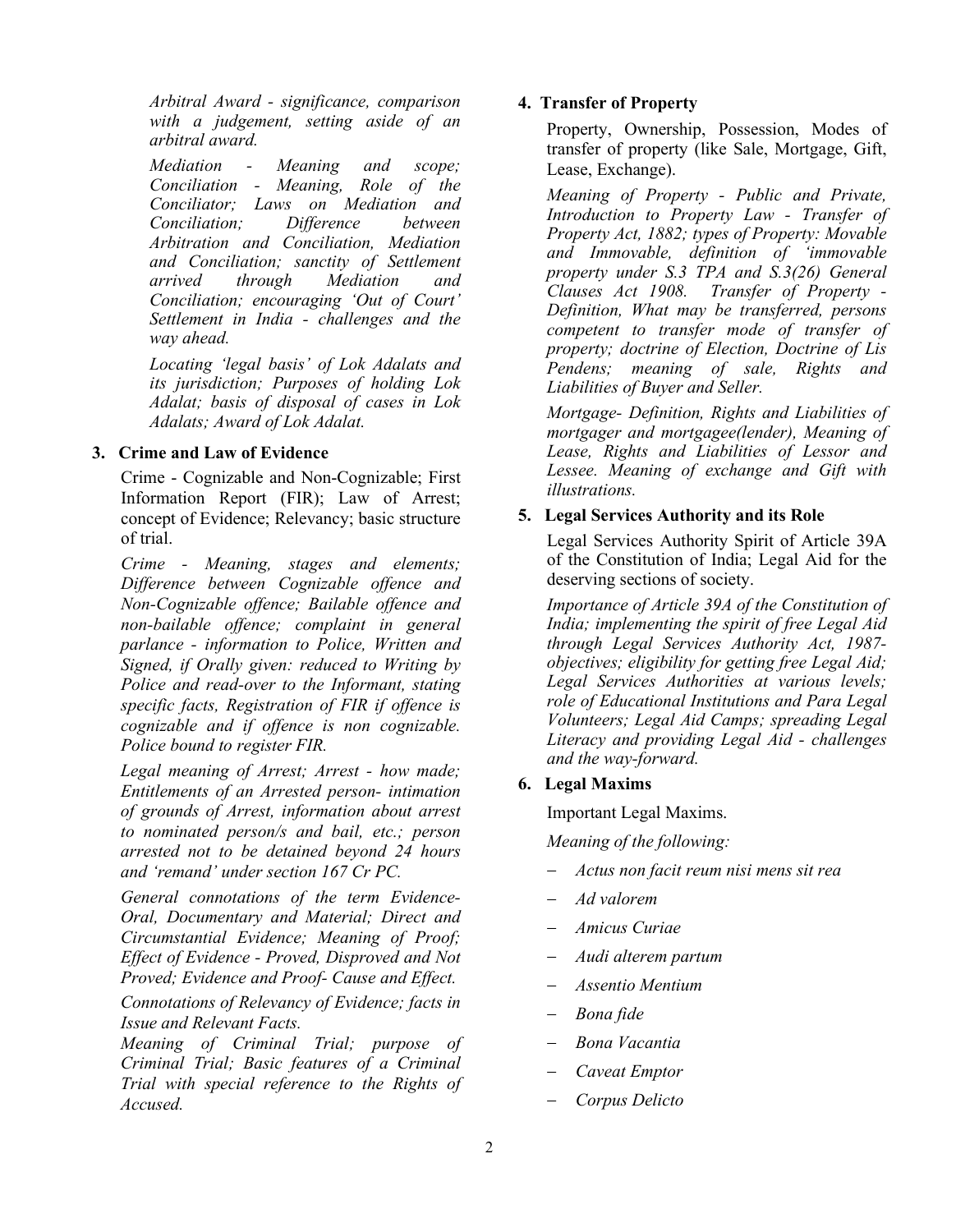*Arbitral Award - significance, comparison with a judgement, setting aside of an arbitral award.*

*Mediation - Meaning and scope; Conciliation - Meaning, Role of the Conciliator; Laws on Mediation and Conciliation; Difference between Arbitration and Conciliation, Mediation and Conciliation; sanctity of Settlement arrived through Mediation and Conciliation; encouraging 'Out of Court' Settlement in India - challenges and the way ahead.*

*Locating 'legal basis' of Lok Adalats and its jurisdiction; Purposes of holding Lok Adalat; basis of disposal of cases in Lok Adalats; Award of Lok Adalat.*

### 3. Crime and Law of Evidence

Crime - Cognizable and Non-Cognizable; First Information Report (FIR); Law of Arrest; concept of Evidence; Relevancy; basic structure of trial.

*Crime - Meaning, stages and elements; Difference between Cognizable offence and Non-Cognizable offence; Bailable offence and non-bailable offence; complaint in general parlance - information to Police, Written and Signed, if Orally given: reduced to Writing by Police and read-over to the Informant, stating specific facts, Registration of FIR if offence is cognizable and if offence is non cognizable. Police bound to register FIR.*

*Legal meaning of Arrest; Arrest - how made; Entitlements of an Arrested person- intimation of grounds of Arrest, information about arrest to nominated person/s and bail, etc.; person arrested not to be detained beyond 24 hours and 'remand' under section 167 Cr PC.*

*General connotations of the term Evidence- Oral, Documentary and Material; Direct and Circumstantial Evidence; Meaning of Proof; Effect of Evidence - Proved, Disproved and Not Proved; Evidence and Proof- Cause and Effect.*

*Connotations of Relevancy of Evidence; facts in Issue and Relevant Facts.*

*Meaning of Criminal Trial; purpose of Criminal Trial; Basic features of a Criminal Trial with special reference to the Rights of Accused.*

### 4. Transfer of Property

Property, Ownership, Possession, Modes of transfer of property (like Sale, Mortgage, Gift, Lease, Exchange).

*Meaning of Property - Public and Private, Introduction to Property Law - Transfer of Property Act, 1882; types of Property: Movable and Immovable, definition of 'immovable property under S.3 TPA and S.3(26) General Clauses Act 1908. Transfer of Property - Definition, What may be transferred, persons competent to transfer mode of transfer of property; doctrine of Election, Doctrine of Lis Pendens; meaning of sale, Rights and Liabilities of Buyer and Seller.*

*Mortgage- Definition, Rights and Liabilities of mortgager and mortgagee(lender), Meaning of Lease, Rights and Liabilities of Lessor and Lessee. Meaning of exchange and Gift with illustrations.*

### 5. Legal Services Authority and its Role

Legal Services Authority Spirit of Article 39A of the Constitution of India; Legal Aid for the deserving sections of society.

*Importance of Article 39A of the Constitution of India; implementing the spirit of free Legal Aid through Legal Services Authority Act, 1987- objectives; eligibility for getting free Legal Aid; Legal Services Authorities at various levels; role of Educational Institutions and Para Legal Volunteers; Legal Aid Camps; spreading Legal Literacy and providing Legal Aid - challenges and the way-forward.*

### 6. Legal Maxims

Important Legal Maxims.

*Meaning of the following:*

- *Actus non facit reum nisi mens sit rea*
- *Ad valorem*
- *Amicus Curiae*
- *Audi alterem partum*
- *Assentio Mentium*
- *Bona fide*
- *Bona Vacantia*
- *Caveat Emptor*
- *Corpus Delicto*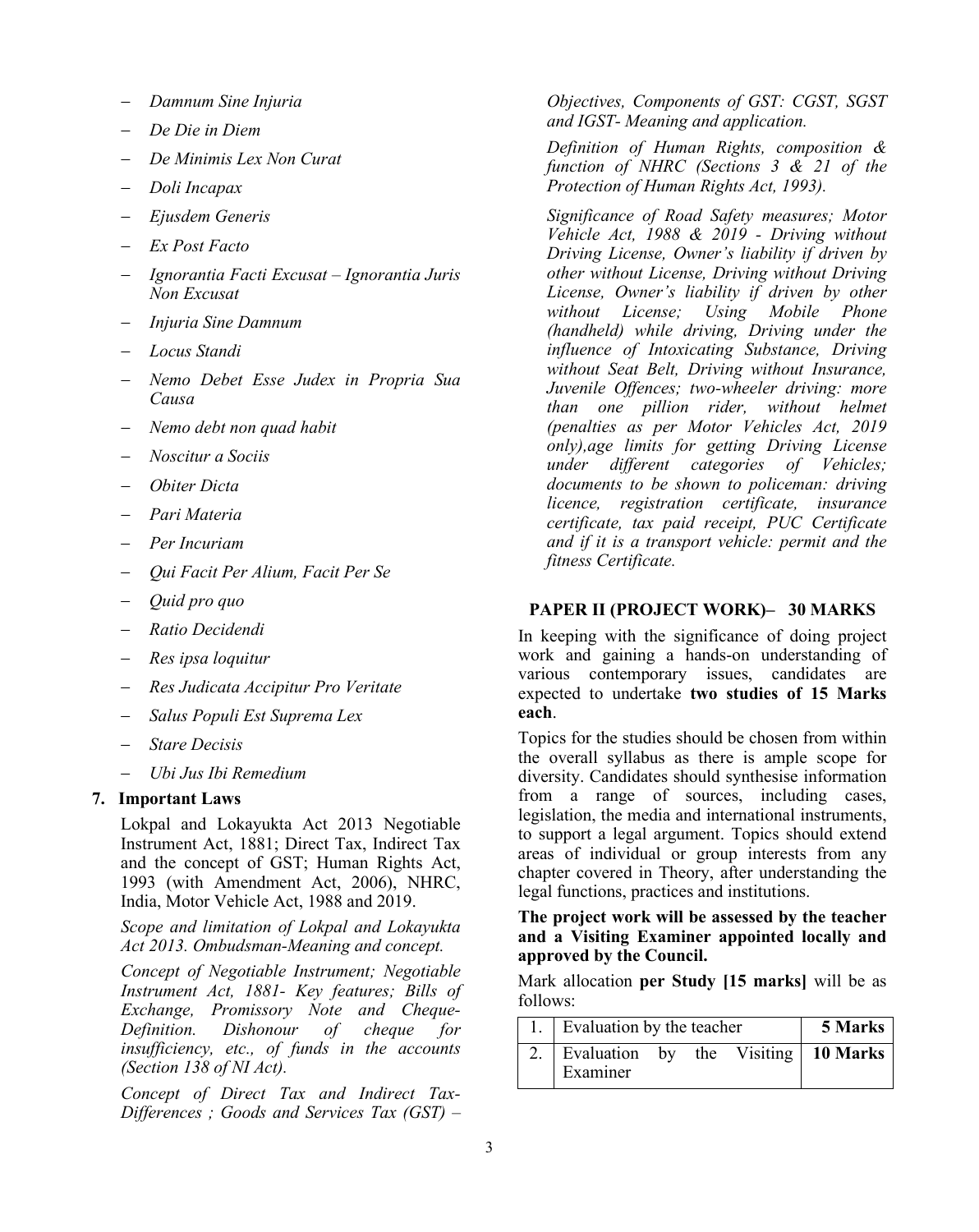- *Damnum Sine Injuria*
- *De Die in Diem*
- *De Minimis Lex Non Curat*
- *Doli Incapax*
- *Ejusdem Generis*
- *Ex Post Facto*
- *Ignorantia Facti Excusat – Ignorantia Juris Non Excusat*
- *Injuria Sine Damnum*
- *Locus Standi*
- *Nemo Debet Esse Judex in Propria Sua Causa*
- *Nemo debt non quad habit*
- *Noscitur a Sociis*
- *Obiter Dicta*
- *Pari Materia*
- *Per Incuriam*
- *Qui Facit Per Alium, Facit Per Se*
- *Quid pro quo*
- *Ratio Decidendi*
- *Res ipsa loquitur*
- *Res Judicata Accipitur Pro Veritate*
- *Salus Populi Est Suprema Lex*
- *Stare Decisis*
- *Ubi Jus Ibi Remedium*

**7. Important Laws**

Lokpal and Lokayukta Act 2013 Negotiable Instrument Act, 1881; Direct Tax, Indirect Tax and the concept of GST; Human Rights Act, 1993 (with Amendment Act, 2006), NHRC, India, Motor Vehicle Act, 1988 and 2019.

*Scope and limitation of Lokpal and Lokayukta Act 2013. Ombudsman-Meaning and concept.*

*Concept of Negotiable Instrument; Negotiable Instrument Act, 1881- Key features; Bills of Exchange, Promissory Note and Cheque- Definition. Dishonour of cheque for insufficiency, etc., of funds in the accounts (Section 138 of NI Act).*

*Concept of Direct Tax and Indirect Tax- Differences ; Goods and Services Tax (GST) – Objectives, Components of GST: CGST, SGST and IGST- Meaning and application.*

*Definition of Human Rights, composition & function of NHRC (Sections 3 & 21 of the Protection of Human Rights Act, 1993).*

*Significance of Road Safety measures; Motor Vehicle Act, 1988 & 2019 - Driving without Driving License, Owner's liability if driven by other without License, Driving without Driving License, Owner's liability if driven by other without License; Using Mobile Phone (handheld) while driving, Driving under the influence of Intoxicating Substance, Driving without Seat Belt, Driving without Insurance, Juvenile Offences; two-wheeler driving: more than one pillion rider, without helmet (penalties as per Motor Vehicles Act, 2019 only),age limits for getting Driving License under different categories of Vehicles; documents to be shown to policeman: driving licence, registration certificate, insurance certificate, tax paid receipt, PUC Certificate and if it is a transport vehicle: permit and the fitness Certificate.*

## PAPER II (PROJECT WORK)– 30 MARKS

In keeping with the significance of doing project work and gaining a hands-on understanding of various contemporary issues, candidates are expected to undertake **two studies of 15 Marks each**.

Topics for the studies should be chosen from within the overall syllabus as there is ample scope for diversity. Candidates should synthesise information from a range of sources, including cases, legislation, the media and international instruments, to support a legal argument. Topics should extend areas of individual or group interests from any chapter covered in Theory, after understanding the legal functions, practices and institutions.

**The project work will be assessed by the teacher and a Visiting Examiner appointed locally and approved by the Council.**

Mark allocation **per Study [15 marks]** will be as follows:

| | | |
|---|---|---|
| 1. | Evaluation by the teacher | **5 Marks** |
| 2. | Evaluation by the Visiting Examiner | **10 Marks** |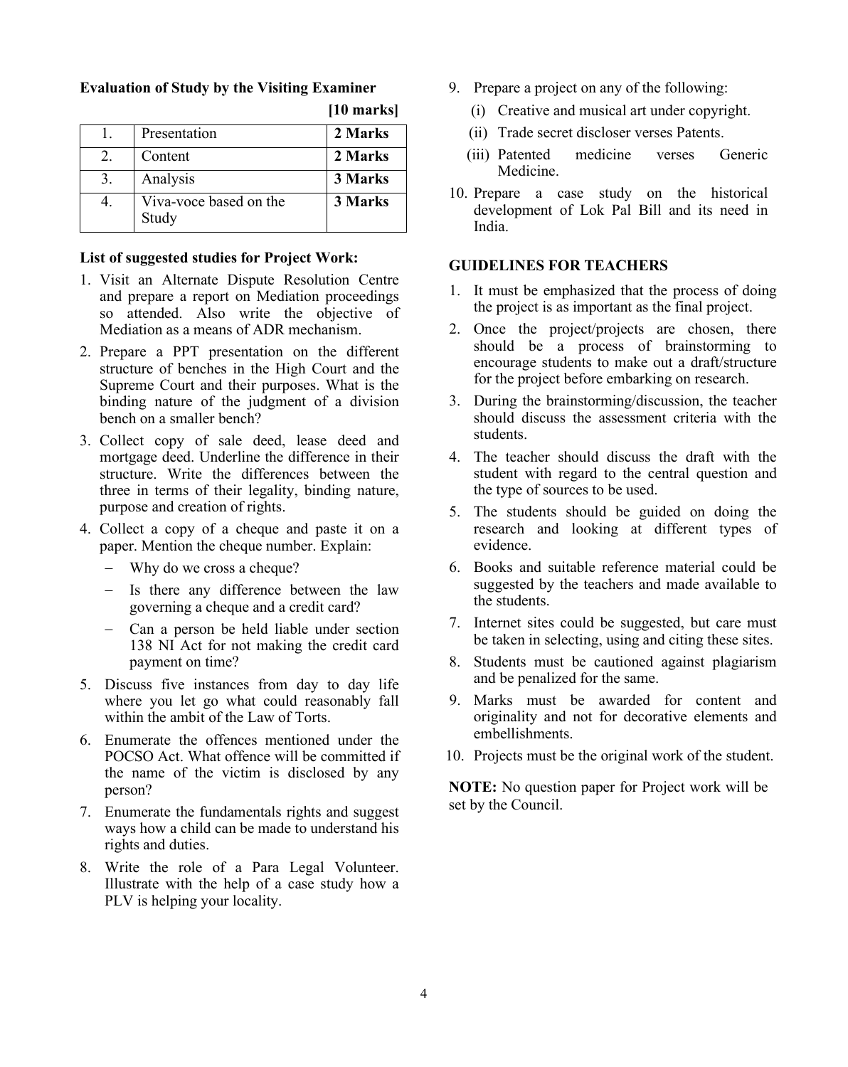**Evaluation of Study by the Visiting Examiner**

**[10 marks]**

| | | |
|---|---|---|
| 1. | Presentation | **2 Marks** |
| 2. | Content | **2 Marks** |
| 3. | Analysis | **3 Marks** |
| 4. | Viva-voce based on the Study | **3 Marks** |

**List of suggested studies for Project Work:**

1. Visit an Alternate Dispute Resolution Centre and prepare a report on Mediation proceedings so attended. Also write the objective of Mediation as a means of ADR mechanism.
2. Prepare a PPT presentation on the different structure of benches in the High Court and the Supreme Court and their purposes. What is the binding nature of the judgment of a division bench on a smaller bench?
3. Collect copy of sale deed, lease deed and mortgage deed. Underline the difference in their structure. Write the differences between the three in terms of their legality, binding nature, purpose and creation of rights.
4. Collect a copy of a cheque and paste it on a paper. Mention the cheque number. Explain:
   - Why do we cross a cheque?
   - Is there any difference between the law governing a cheque and a credit card?
   - Can a person be held liable under section 138 NI Act for not making the credit card payment on time?
5. Discuss five instances from day to day life where you let go what could reasonably fall within the ambit of the Law of Torts.
6. Enumerate the offences mentioned under the POCSO Act. What offence will be committed if the name of the victim is disclosed by any person?
7. Enumerate the fundamentals rights and suggest ways how a child can be made to understand his rights and duties.
8. Write the role of a Para Legal Volunteer. Illustrate with the help of a case study how a PLV is helping your locality.
9. Prepare a project on any of the following:
   (i) Creative and musical art under copyright.
   (ii) Trade secret discloser verses Patents.
   (iii) Patented medicine verses Generic Medicine.
10. Prepare a case study on the historical development of Lok Pal Bill and its need in India.

**GUIDELINES FOR TEACHERS**

1. It must be emphasized that the process of doing the project is as important as the final project.
2. Once the project/projects are chosen, there should be a process of brainstorming to encourage students to make out a draft/structure for the project before embarking on research.
3. During the brainstorming/discussion, the teacher should discuss the assessment criteria with the students.
4. The teacher should discuss the draft with the student with regard to the central question and the type of sources to be used.
5. The students should be guided on doing the research and looking at different types of evidence.
6. Books and suitable reference material could be suggested by the teachers and made available to the students.
7. Internet sites could be suggested, but care must be taken in selecting, using and citing these sites.
8. Students must be cautioned against plagiarism and be penalized for the same.
9. Marks must be awarded for content and originality and not for decorative elements and embellishments.
10. Projects must be the original work of the student.

**NOTE:** No question paper for Project work will be set by the Council.